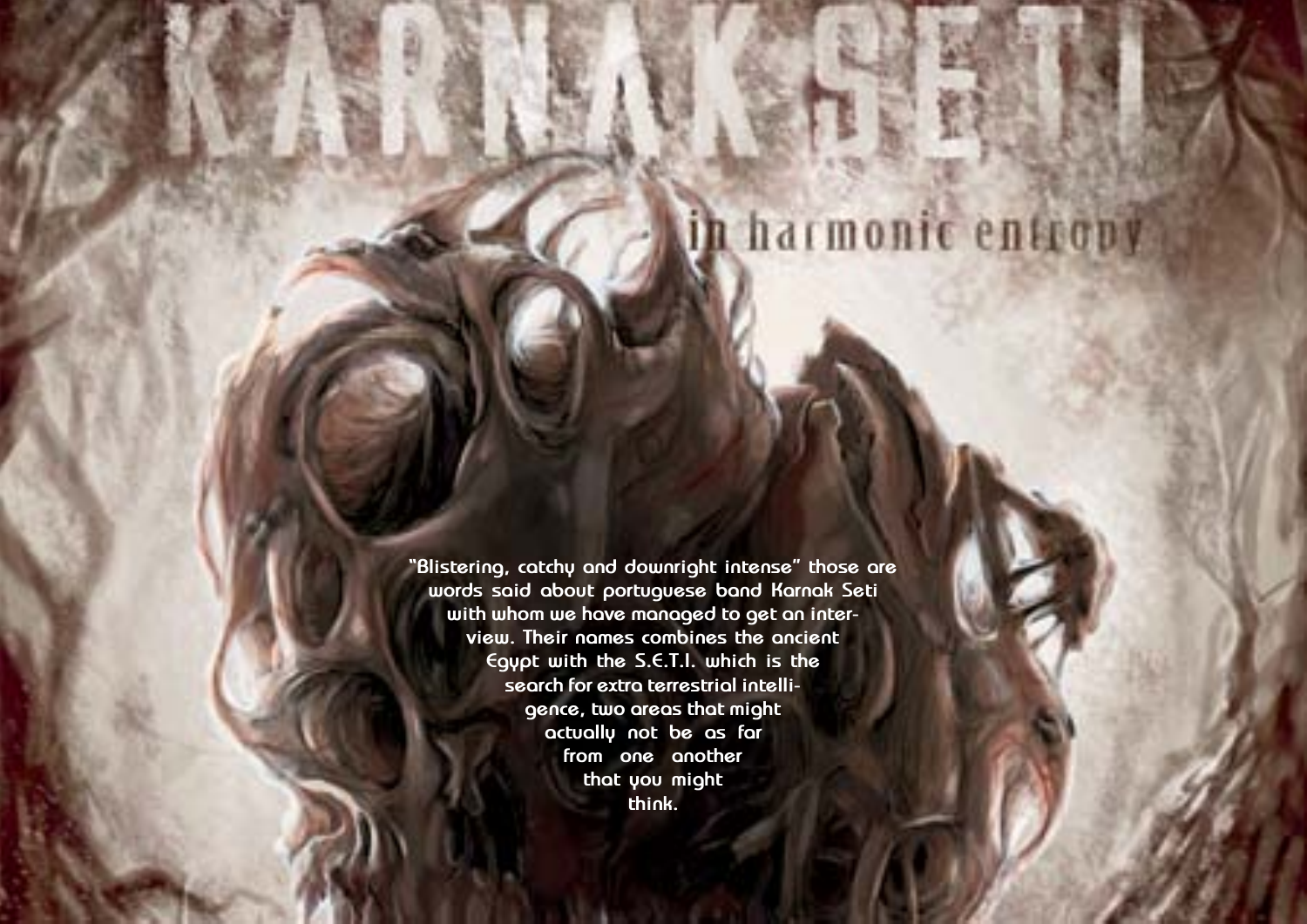# KARNAK SETI

## in harmonic entropy

"Blistering, catchy and downright intense" those are words said about portuguese band Karnak Seti with whom we have managed to get an interview. Their names combines the ancient Egypt with the S.E.T.I. which is the search for extra terrestrial intelligence, two areas that might actually not be as far from one another that you might think.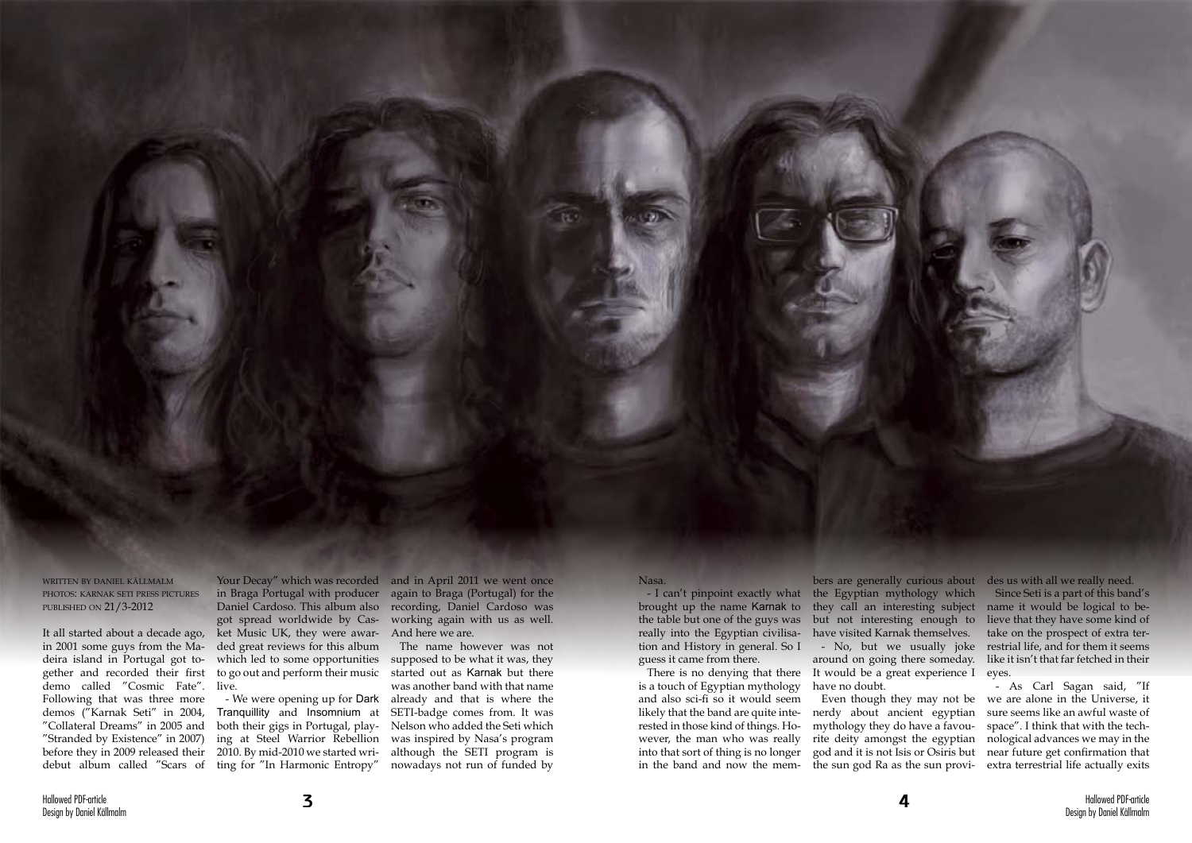WRITTEN BY DANIEL KÄLLMALM
PHOTOS: KARNAK SETI PRESS PICTURES
PUBLISHED ON 21/3-2012

It all started about a decade ago, in 2001 some guys from the Madeira island in Portugal got together and recorded their first demo called "Cosmic Fate". Following that was three more demos ("Karnak Seti" in 2004, "Collateral Dreams" in 2005 and "Stranded by Existence" in 2007) before they in 2009 released their debut album called "Scars of Your Decay" which was recorded in Braga Portugal with producer Daniel Cardoso. This album also got spread worldwide by Casket Music UK, they were awarded great reviews for this album which led to some opportunities to go out and perform their music live.

- We were opening up for Dark Tranquillity and Insomnium at both their gigs in Portugal, playing at Steel Warrior Rebellion 2010. By mid-2010 we started writing for "In Harmonic Entropy" and in April 2011 we went once again to Braga (Portugal) for the recording, Daniel Cardoso was working again with us as well. And here we are.

The name however was not supposed to be what it was, they started out as Karnak but there was another band with that name already and that is where the SETI-badge comes from. It was Nelson who added the Seti which was inspired by Nasa's program although the SETI program is nowadays not run of funded by Nasa.

- I can't pinpoint exactly what brought up the name Karnak to the table but one of the guys was really into the Egyptian civilisation and History in general. So I guess it came from there.

There is no denying that there is a touch of Egyptian mythology and also sci-fi so it would seem likely that the band are quite interested in those kind of things. However, the man who was really into that sort of thing is no longer in the band and now the members are generally curious about the Egyptian mythology which they call an interesting subject but not interesting enough to have visited Karnak themselves.

- No, but we usually joke around on going there someday. It would be a great experience I have no doubt.

Even though they may not be nerdy about ancient egyptian mythology they do have a favourite deity amongst the egyptian god and it is not Isis or Osiris but the sun god Ra as the sun provides us with all we really need.

Since Seti is a part of this band's name it would be logical to believe that they have some kind of take on the prospect of extra terrestrial life, and for them it seems like it isn't that far fetched in their eyes.

- As Carl Sagan said, "If we are alone in the Universe, it sure seems like an awful waste of space". I think that with the technological advances we may in the near future get confirmation that extra terrestrial life actually exits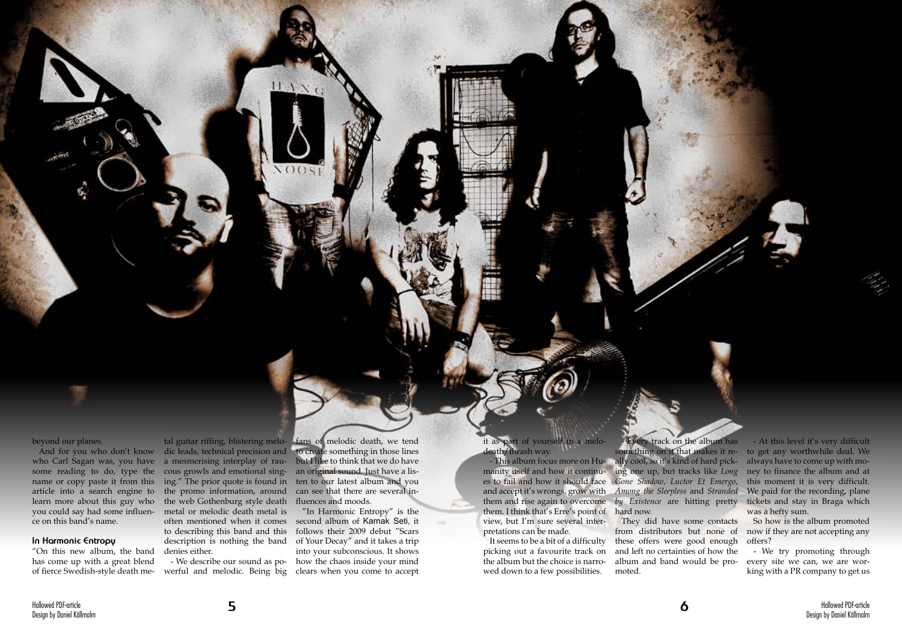beyond our planes.

And for you who don't know who Carl Sagan was, you have some reading to do, type the name or copy paste it from this article into a search engine to learn more about this guy who you could say had some influence on this band's name.

### In Harmonic Entropy

"On this new album, the band has come up with a great blend of fierce Swedish-style death metal guitar riffing, blistering melodic leads, technical precision and a mesmerising interplay of raucous growls and emotional singing." The prior quote is found in the promo information, around the web Gothenburg style death metal or melodic death metal is often mentioned when it comes to describing this band and this description is nothing the band denies either.

- We describe our sound as powerful and melodic. Being big fans of melodic death, we tend to create something in those lines but I like to think that we do have an original sound. Just have a listen to our latest album and you can see that there are several influences and moods.

"In Harmonic Entropy" is the second album of Karnak Seti, it follows their 2009 debut "Scars of Your Decay" and it takes a trip into your subconscious. It shows how the chaos inside your mind clears when you come to accept it as part of yourself in a melodeath/thrash way.

- This album focus more on Humanity itself and how it continues to fail and how it should face and accept it's wrongs, grow with them and rise again to overcome them. I think that's Erre's point of view, but I'm sure several interpretations can be made.

It seems to be a bit of a difficulty picking out a favourite track on the album but the choice is narrowed down to a few possibilities.

- Every track on the album has something on it that makes it really cool, so it's kind of hard picking one up, but tracks like *Long Gone Shadow*, *Luctor Et Emergo*, *Among the Sleepless* and *Stranded by Existence* are hitting pretty hard now.

They did have some contacts from distributors but none of these offers were good enough and left no certainties of how the album and band would be promoted.

- At this level it's very difficult to get any worthwhile deal. We always have to come up with money to finance the album and at this moment it is very difficult. We paid for the recording, plane tickets and stay in Braga which was a hefty sum.

So how is the album promoted now if they are not accepting any offers?

- We try promoting through every site we can, we are working with a PR company to get us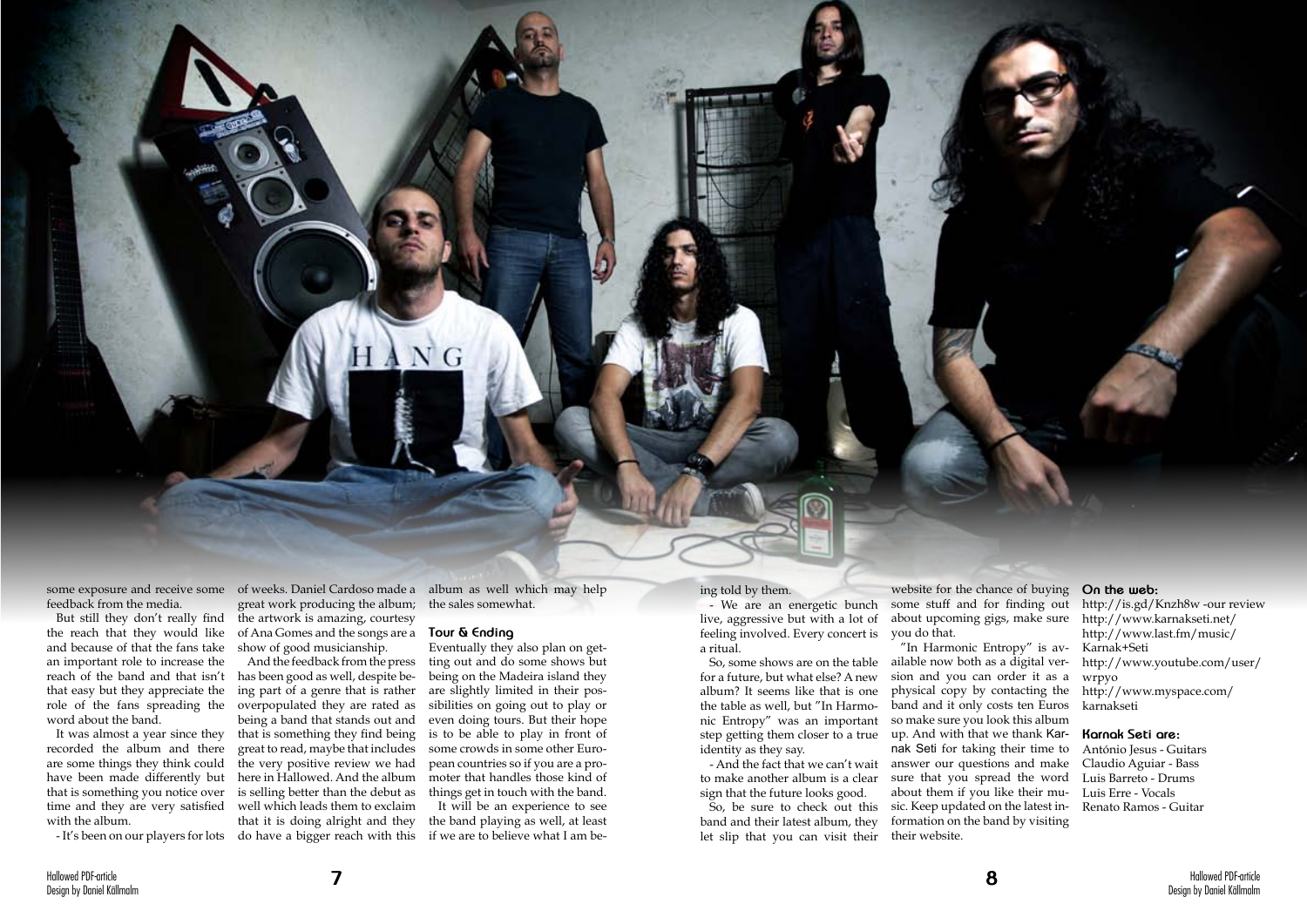some exposure and receive some feedback from the media.

But still they don't really find the reach that they would like and because of that the fans take an important role to increase the reach of the band and that isn't that easy but they appreciate the role of the fans spreading the word about the band.

It was almost a year since they recorded the album and there are some things they think could have been made differently but that is something you notice over time and they are very satisfied with the album.

- It's been on our players for lots of weeks. Daniel Cardoso made a great work producing the album; the artwork is amazing, courtesy of Ana Gomes and the songs are a show of good musicianship.

And the feedback from the press has been good as well, despite being part of a genre that is rather overpopulated they are rated as being a band that stands out and that is something they find being great to read, maybe that includes the very positive review we had here in Hallowed. And the album is selling better than the debut as well which leads them to exclaim that it is doing alright and they do have a bigger reach with this album as well which may help the sales somewhat.

### Tour & Ending

Eventually they also plan on getting out and do some shows but being on the Madeira island they are slightly limited in their possibilities on going out to play or even doing tours. But their hope is to be able to play in front of some crowds in some other European countries so if you are a promoter that handles those kind of things get in touch with the band.

It will be an experience to see the band playing as well, at least if we are to believe what I am being told by them.

- We are an energetic bunch live, aggressive but with a lot of feeling involved. Every concert is a ritual.

So, some shows are on the table for a future, but what else? A new album? It seems like that is one the table as well, but "In Harmonic Entropy" was an important step getting them closer to a true identity as they say.

- And the fact that we can't wait to make another album is a clear sign that the future looks good.

So, be sure to check out this band and their latest album, they let slip that you can visit their website for the chance of buying some stuff and for finding out about upcoming gigs, make sure you do that.

"In Harmonic Entropy" is available now both as a digital version and you can order it as a physical copy by contacting the band and it only costs ten Euros so make sure you look this album up. And with that we thank Karnak Seti for taking their time to answer our questions and make sure that you spread the word about them if you like their music. Keep updated on the latest information on the band by visiting their website.

### On the web:

http://is.gd/Knzh8w -our review
http://www.karnakseti.net/
http://www.last.fm/music/Karnak+Seti
http://www.youtube.com/user/wrpyo
http://www.myspace.com/karnakseti

### Karnak Seti are:

António Jesus - Guitars
Claudio Aguiar - Bass
Luis Barreto - Drums
Luis Erre - Vocals
Renato Ramos - Guitar